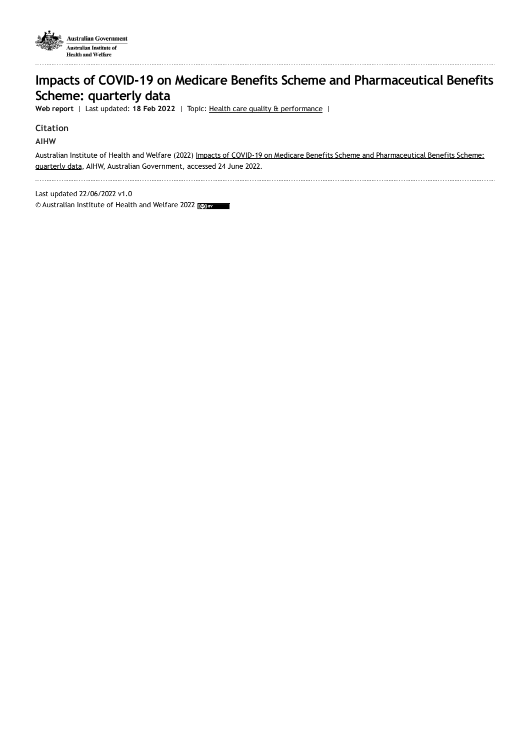Australian Government

Australian Institute of Health and Welfare

# Impacts of COVID-19 on Medicare Benefits Scheme and Pharmaceutical Benefits Scheme: quarterly data

**Web report** | Last updated: **18 Feb 2022** | Topic: Health care quality & performance |

### Citation

**AIHW**

Australian Institute of Health and Welfare (2022) Impacts of COVID-19 on Medicare Benefits Scheme and Pharmaceutical Benefits Scheme: quarterly data, AIHW, Australian Government, accessed 24 June 2022.

Last updated 22/06/2022 v1.0

© Australian Institute of Health and Welfare 2022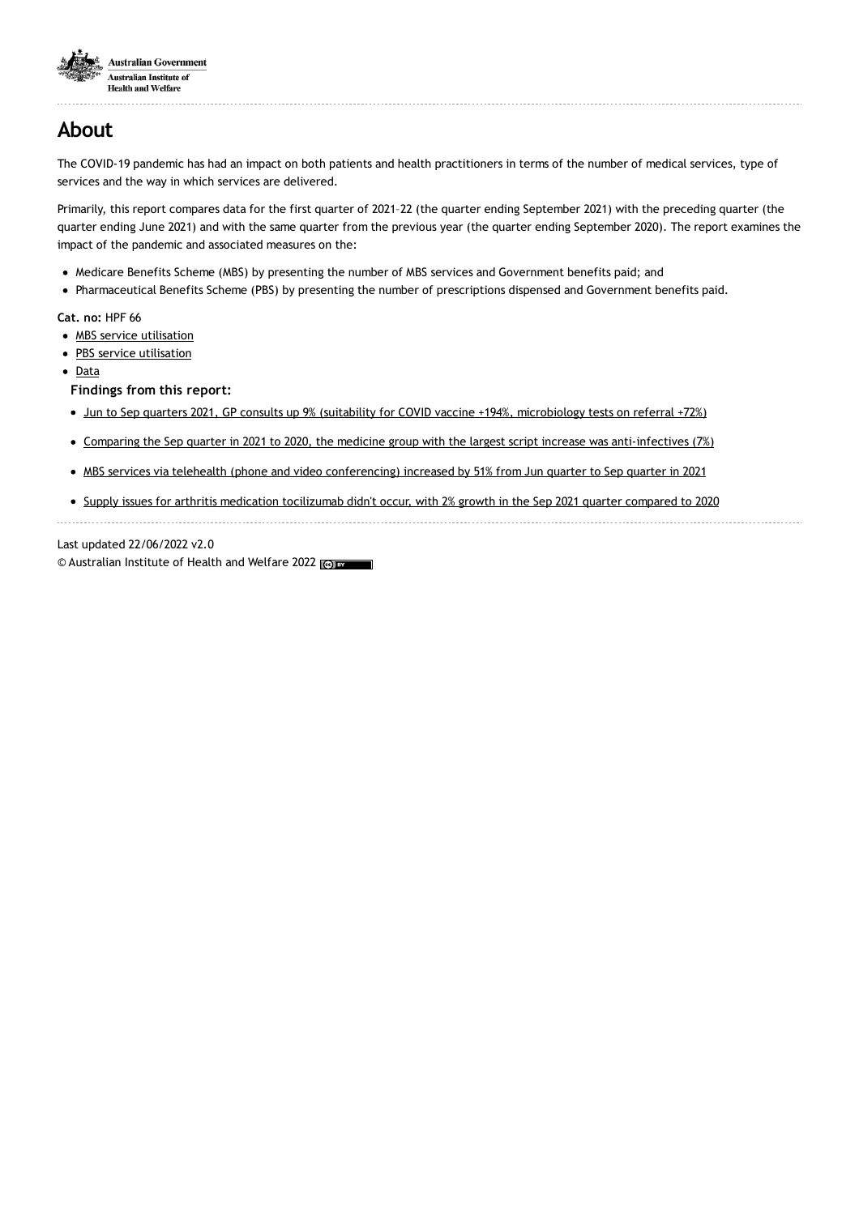# About

The COVID-19 pandemic has had an impact on both patients and health practitioners in terms of the number of medical services, type of services and the way in which services are delivered.

Primarily, this report compares data for the first quarter of 2021–22 (the quarter ending September 2021) with the preceding quarter (the quarter ending June 2021) and with the same quarter from the previous year (the quarter ending September 2020). The report examines the impact of the pandemic and associated measures on the:

- Medicare Benefits Scheme (MBS) by presenting the number of MBS services and Government benefits paid; and
- Pharmaceutical Benefits Scheme (PBS) by presenting the number of prescriptions dispensed and Government benefits paid.

**Cat. no:** HPF 66

- MBS service utilisation
- PBS service utilisation
- Data

**Findings from this report:**

- Jun to Sep quarters 2021, GP consults up 9% (suitability for COVID vaccine +194%, microbiology tests on referral +72%)
- Comparing the Sep quarter in 2021 to 2020, the medicine group with the largest script increase was anti-infectives (7%)
- MBS services via telehealth (phone and video conferencing) increased by 51% from Jun quarter to Sep quarter in 2021
- Supply issues for arthritis medication tocilizumab didn't occur, with 2% growth in the Sep 2021 quarter compared to 2020

Last updated 22/06/2022 v2.0

© Australian Institute of Health and Welfare 2022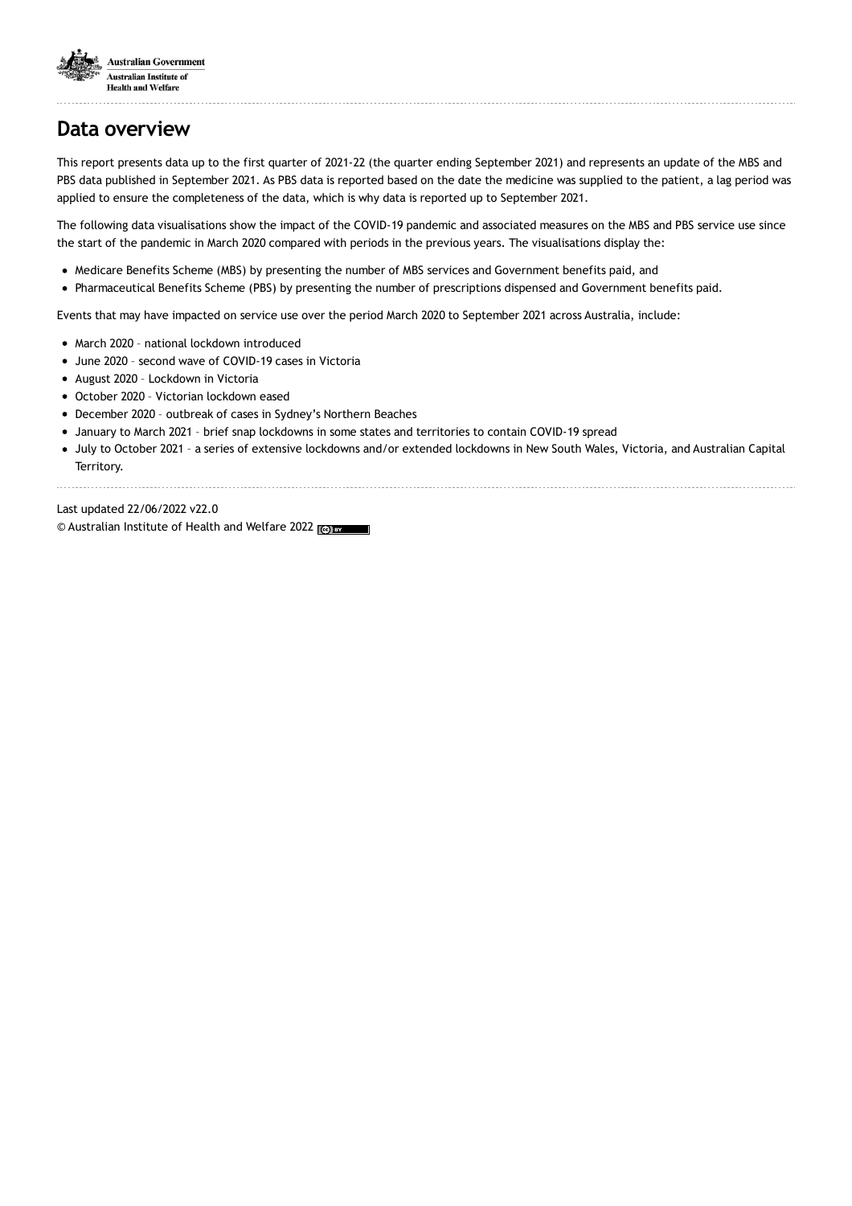## Data overview

This report presents data up to the first quarter of 2021-22 (the quarter ending September 2021) and represents an update of the MBS and PBS data published in September 2021. As PBS data is reported based on the date the medicine was supplied to the patient, a lag period was applied to ensure the completeness of the data, which is why data is reported up to September 2021.

The following data visualisations show the impact of the COVID-19 pandemic and associated measures on the MBS and PBS service use since the start of the pandemic in March 2020 compared with periods in the previous years. The visualisations display the:

- Medicare Benefits Scheme (MBS) by presenting the number of MBS services and Government benefits paid, and
- Pharmaceutical Benefits Scheme (PBS) by presenting the number of prescriptions dispensed and Government benefits paid.

Events that may have impacted on service use over the period March 2020 to September 2021 across Australia, include:

- March 2020 – national lockdown introduced
- June 2020 – second wave of COVID-19 cases in Victoria
- August 2020 – Lockdown in Victoria
- October 2020 – Victorian lockdown eased
- December 2020 – outbreak of cases in Sydney's Northern Beaches
- January to March 2021 – brief snap lockdowns in some states and territories to contain COVID-19 spread
- July to October 2021 – a series of extensive lockdowns and/or extended lockdowns in New South Wales, Victoria, and Australian Capital Territory.

Last updated 22/06/2022 v22.0

© Australian Institute of Health and Welfare 2022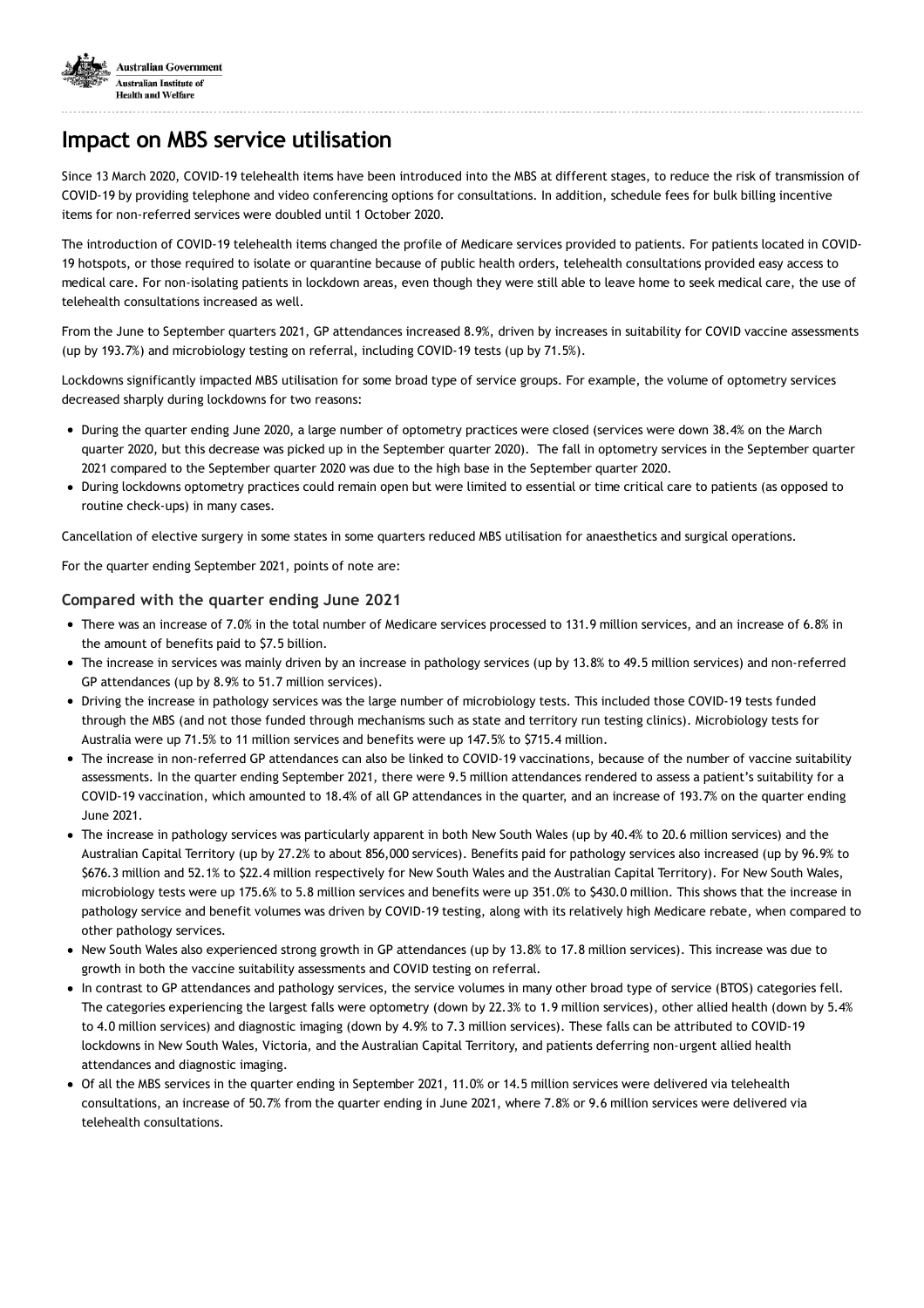# Impact on MBS service utilisation

Since 13 March 2020, COVID-19 telehealth items have been introduced into the MBS at different stages, to reduce the risk of transmission of COVID-19 by providing telephone and video conferencing options for consultations. In addition, schedule fees for bulk billing incentive items for non-referred services were doubled until 1 October 2020.

The introduction of COVID-19 telehealth items changed the profile of Medicare services provided to patients. For patients located in COVID-19 hotspots, or those required to isolate or quarantine because of public health orders, telehealth consultations provided easy access to medical care. For non-isolating patients in lockdown areas, even though they were still able to leave home to seek medical care, the use of telehealth consultations increased as well.

From the June to September quarters 2021, GP attendances increased 8.9%, driven by increases in suitability for COVID vaccine assessments (up by 193.7%) and microbiology testing on referral, including COVID-19 tests (up by 71.5%).

Lockdowns significantly impacted MBS utilisation for some broad type of service groups. For example, the volume of optometry services decreased sharply during lockdowns for two reasons:

- During the quarter ending June 2020, a large number of optometry practices were closed (services were down 38.4% on the March quarter 2020, but this decrease was picked up in the September quarter 2020). The fall in optometry services in the September quarter 2021 compared to the September quarter 2020 was due to the high base in the September quarter 2020.
- During lockdowns optometry practices could remain open but were limited to essential or time critical care to patients (as opposed to routine check-ups) in many cases.

Cancellation of elective surgery in some states in some quarters reduced MBS utilisation for anaesthetics and surgical operations.

For the quarter ending September 2021, points of note are:

### Compared with the quarter ending June 2021

- There was an increase of 7.0% in the total number of Medicare services processed to 131.9 million services, and an increase of 6.8% in the amount of benefits paid to $7.5 billion.
- The increase in services was mainly driven by an increase in pathology services (up by 13.8% to 49.5 million services) and non-referred GP attendances (up by 8.9% to 51.7 million services).
- Driving the increase in pathology services was the large number of microbiology tests. This included those COVID-19 tests funded through the MBS (and not those funded through mechanisms such as state and territory run testing clinics). Microbiology tests for Australia were up 71.5% to 11 million services and benefits were up 147.5% to $715.4 million.
- The increase in non-referred GP attendances can also be linked to COVID-19 vaccinations, because of the number of vaccine suitability assessments. In the quarter ending September 2021, there were 9.5 million attendances rendered to assess a patient's suitability for a COVID-19 vaccination, which amounted to 18.4% of all GP attendances in the quarter, and an increase of 193.7% on the quarter ending June 2021.
- The increase in pathology services was particularly apparent in both New South Wales (up by 40.4% to 20.6 million services) and the Australian Capital Territory (up by 27.2% to about 856,000 services). Benefits paid for pathology services also increased (up by 96.9% to $676.3 million and 52.1% to $22.4 million respectively for New South Wales and the Australian Capital Territory). For New South Wales, microbiology tests were up 175.6% to 5.8 million services and benefits were up 351.0% to $430.0 million. This shows that the increase in pathology service and benefit volumes was driven by COVID-19 testing, along with its relatively high Medicare rebate, when compared to other pathology services.
- New South Wales also experienced strong growth in GP attendances (up by 13.8% to 17.8 million services). This increase was due to growth in both the vaccine suitability assessments and COVID testing on referral.
- In contrast to GP attendances and pathology services, the service volumes in many other broad type of service (BTOS) categories fell. The categories experiencing the largest falls were optometry (down by 22.3% to 1.9 million services), other allied health (down by 5.4% to 4.0 million services) and diagnostic imaging (down by 4.9% to 7.3 million services). These falls can be attributed to COVID-19 lockdowns in New South Wales, Victoria, and the Australian Capital Territory, and patients deferring non-urgent allied health attendances and diagnostic imaging.
- Of all the MBS services in the quarter ending in September 2021, 11.0% or 14.5 million services were delivered via telehealth consultations, an increase of 50.7% from the quarter ending in June 2021, where 7.8% or 9.6 million services were delivered via telehealth consultations.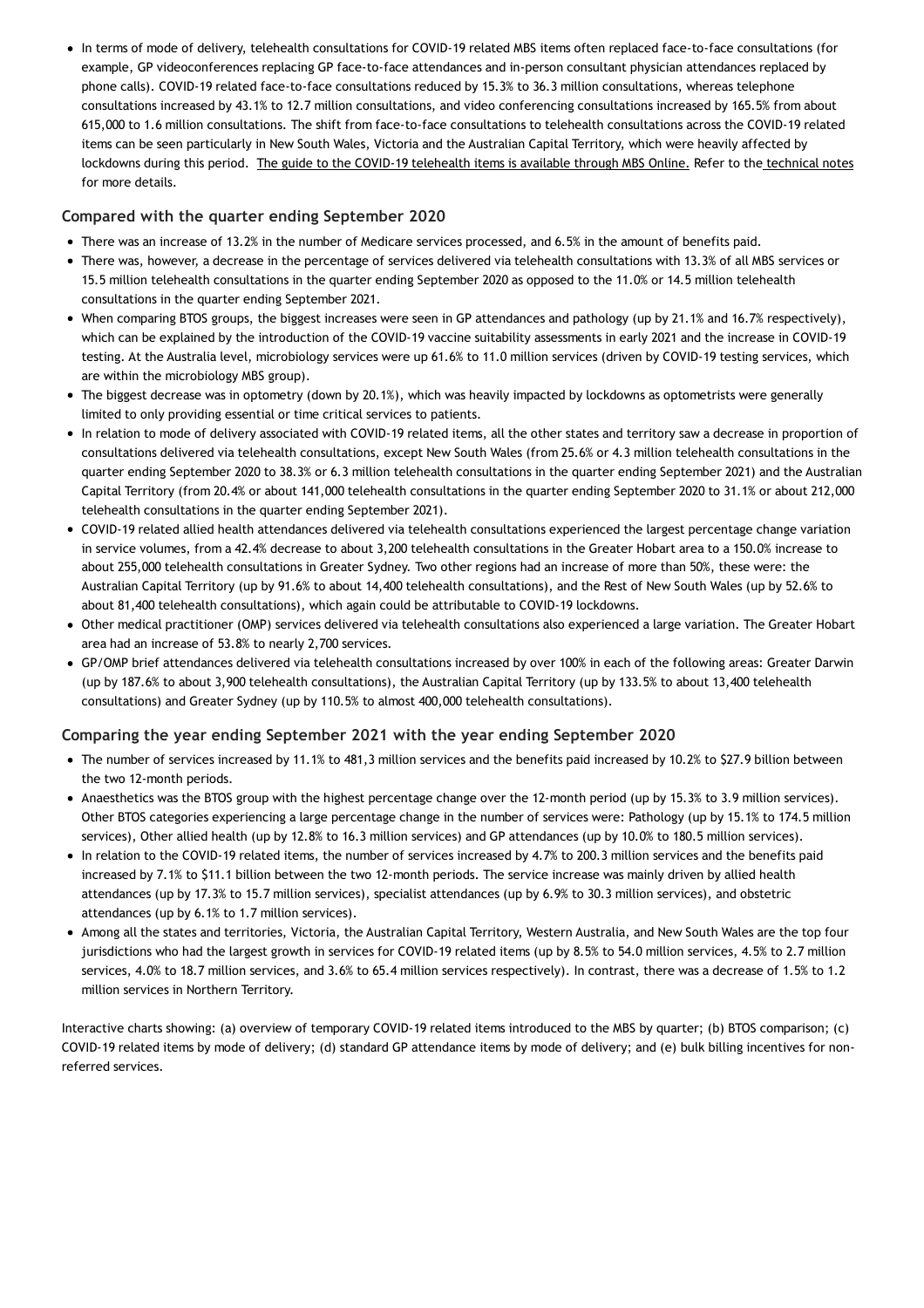- In terms of mode of delivery, telehealth consultations for COVID-19 related MBS items often replaced face-to-face consultations (for example, GP videoconferences replacing GP face-to-face attendances and in-person consultant physician attendances replaced by phone calls). COVID-19 related face-to-face consultations reduced by 15.3% to 36.3 million consultations, whereas telephone consultations increased by 43.1% to 12.7 million consultations, and video conferencing consultations increased by 165.5% from about 615,000 to 1.6 million consultations. The shift from face-to-face consultations to telehealth consultations across the COVID-19 related items can be seen particularly in New South Wales, Victoria and the Australian Capital Territory, which were heavily affected by lockdowns during this period. The guide to the COVID-19 telehealth items is available through MBS Online. Refer to the technical notes for more details.

### Compared with the quarter ending September 2020

- There was an increase of 13.2% in the number of Medicare services processed, and 6.5% in the amount of benefits paid.
- There was, however, a decrease in the percentage of services delivered via telehealth consultations with 13.3% of all MBS services or 15.5 million telehealth consultations in the quarter ending September 2020 as opposed to the 11.0% or 14.5 million telehealth consultations in the quarter ending September 2021.
- When comparing BTOS groups, the biggest increases were seen in GP attendances and pathology (up by 21.1% and 16.7% respectively), which can be explained by the introduction of the COVID-19 vaccine suitability assessments in early 2021 and the increase in COVID-19 testing. At the Australia level, microbiology services were up 61.6% to 11.0 million services (driven by COVID-19 testing services, which are within the microbiology MBS group).
- The biggest decrease was in optometry (down by 20.1%), which was heavily impacted by lockdowns as optometrists were generally limited to only providing essential or time critical services to patients.
- In relation to mode of delivery associated with COVID-19 related items, all the other states and territory saw a decrease in proportion of consultations delivered via telehealth consultations, except New South Wales (from 25.6% or 4.3 million telehealth consultations in the quarter ending September 2020 to 38.3% or 6.3 million telehealth consultations in the quarter ending September 2021) and the Australian Capital Territory (from 20.4% or about 141,000 telehealth consultations in the quarter ending September 2020 to 31.1% or about 212,000 telehealth consultations in the quarter ending September 2021).
- COVID-19 related allied health attendances delivered via telehealth consultations experienced the largest percentage change variation in service volumes, from a 42.4% decrease to about 3,200 telehealth consultations in the Greater Hobart area to a 150.0% increase to about 255,000 telehealth consultations in Greater Sydney. Two other regions had an increase of more than 50%, these were: the Australian Capital Territory (up by 91.6% to about 14,400 telehealth consultations), and the Rest of New South Wales (up by 52.6% to about 81,400 telehealth consultations), which again could be attributable to COVID-19 lockdowns.
- Other medical practitioner (OMP) services delivered via telehealth consultations also experienced a large variation. The Greater Hobart area had an increase of 53.8% to nearly 2,700 services.
- GP/OMP brief attendances delivered via telehealth consultations increased by over 100% in each of the following areas: Greater Darwin (up by 187.6% to about 3,900 telehealth consultations), the Australian Capital Territory (up by 133.5% to about 13,400 telehealth consultations) and Greater Sydney (up by 110.5% to almost 400,000 telehealth consultations).

### Comparing the year ending September 2021 with the year ending September 2020

- The number of services increased by 11.1% to 481,3 million services and the benefits paid increased by 10.2% to $27.9 billion between the two 12-month periods.
- Anaesthetics was the BTOS group with the highest percentage change over the 12-month period (up by 15.3% to 3.9 million services). Other BTOS categories experiencing a large percentage change in the number of services were: Pathology (up by 15.1% to 174.5 million services), Other allied health (up by 12.8% to 16.3 million services) and GP attendances (up by 10.0% to 180.5 million services).
- In relation to the COVID-19 related items, the number of services increased by 4.7% to 200.3 million services and the benefits paid increased by 7.1% to $11.1 billion between the two 12-month periods. The service increase was mainly driven by allied health attendances (up by 17.3% to 15.7 million services), specialist attendances (up by 6.9% to 30.3 million services), and obstetric attendances (up by 6.1% to 1.7 million services).
- Among all the states and territories, Victoria, the Australian Capital Territory, Western Australia, and New South Wales are the top four jurisdictions who had the largest growth in services for COVID-19 related items (up by 8.5% to 54.0 million services, 4.5% to 2.7 million services, 4.0% to 18.7 million services, and 3.6% to 65.4 million services respectively). In contrast, there was a decrease of 1.5% to 1.2 million services in Northern Territory.

Interactive charts showing: (a) overview of temporary COVID-19 related items introduced to the MBS by quarter; (b) BTOS comparison; (c) COVID-19 related items by mode of delivery; (d) standard GP attendance items by mode of delivery; and (e) bulk billing incentives for non-referred services.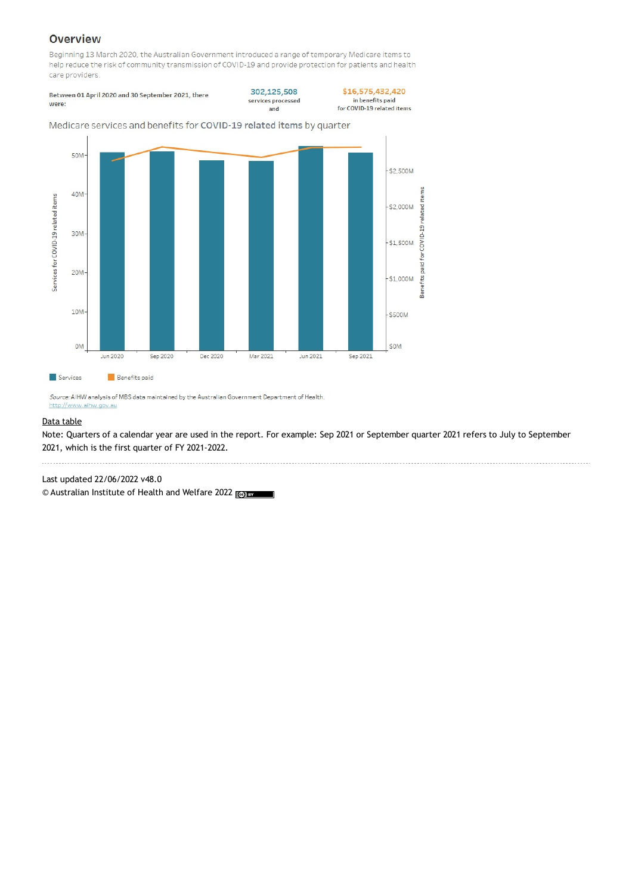## Overview

Beginning 13 March 2020, the Australian Government introduced a range of temporary Medicare items to help reduce the risk of community transmission of COVID-19 and provide protection for patients and health care providers.

Between 01 April 2020 and 30 September 2021, there were: **302,125,508** services processed and **$16,575,432,420** in benefits paid for COVID-19 related items

### Medicare services and benefits for COVID-19 related items by quarter

Services for COVID-19 related items: 0M, 10M, 20M, 30M, 40M, 50M

Benefits paid for COVID-19 related items: $0M, $500M, $1,000M, $1,500M, $2,000M, $2,500M

Jun 2020, Sep 2020, Dec 2020, Mar 2021, Jun 2021, Sep 2021

Services | Benefits paid

*Source:* AIHW analysis of MBS data maintained by the Australian Government Department of Health.
http://www.aihw.gov.au

Data table

Note: Quarters of a calendar year are used in the report. For example: Sep 2021 or September quarter 2021 refers to July to September 2021, which is the first quarter of FY 2021-2022.

Last updated 22/06/2022 v48.0

© Australian Institute of Health and Welfare 2022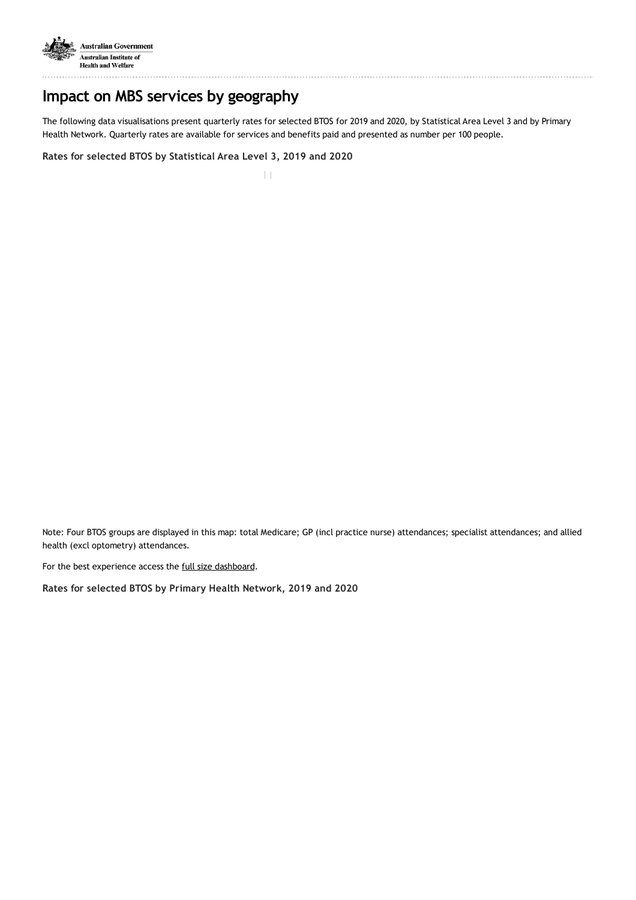# Impact on MBS services by geography

The following data visualisations present quarterly rates for selected BTOS for 2019 and 2020, by Statistical Area Level 3 and by Primary Health Network. Quarterly rates are available for services and benefits paid and presented as number per 100 people.

**Rates for selected BTOS by Statistical Area Level 3, 2019 and 2020**

Note: Four BTOS groups are displayed in this map: total Medicare; GP (incl practice nurse) attendances; specialist attendances; and allied health (excl optometry) attendances.

For the best experience access the full size dashboard.

**Rates for selected BTOS by Primary Health Network, 2019 and 2020**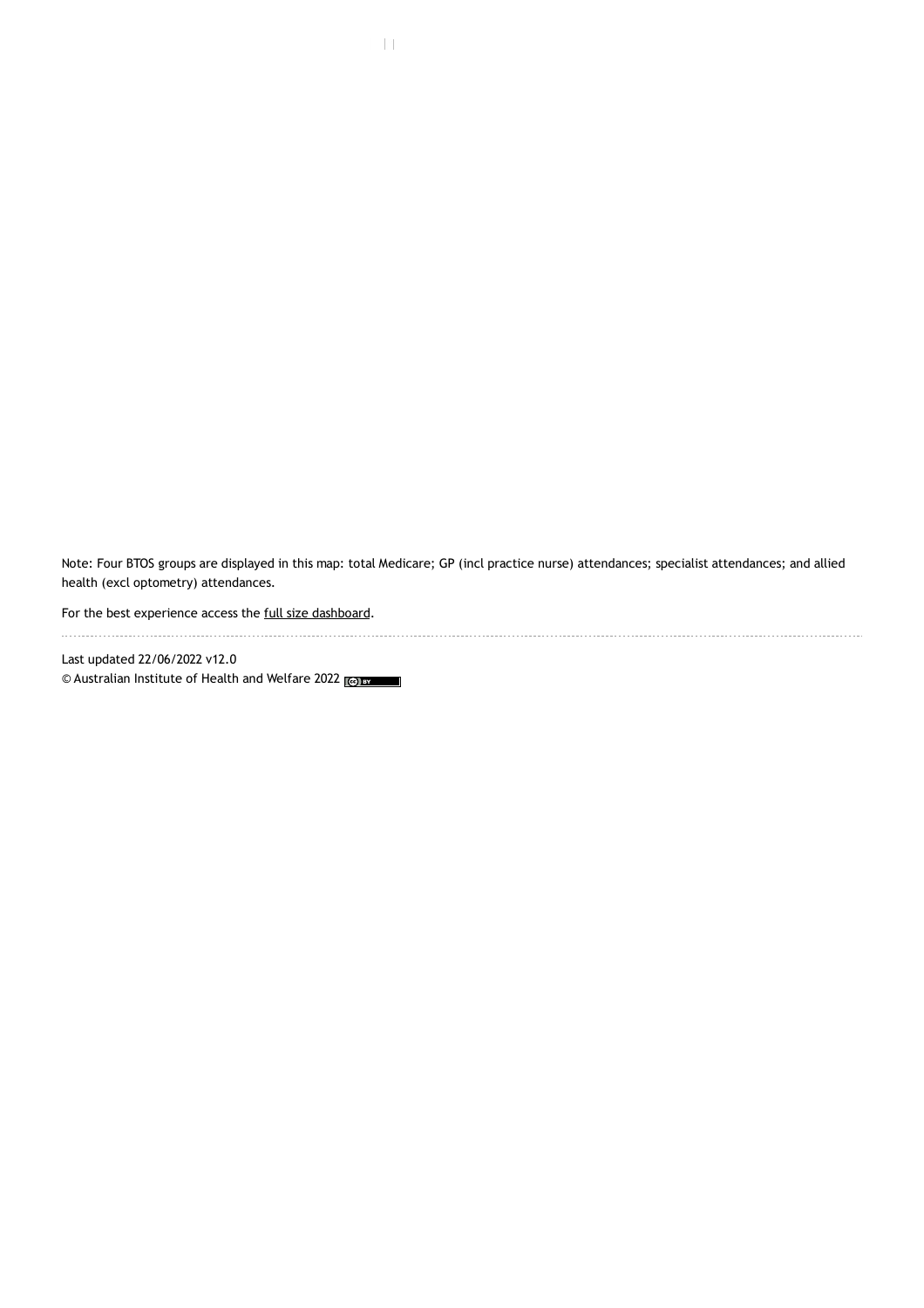Note: Four BTOS groups are displayed in this map: total Medicare; GP (incl practice nurse) attendances; specialist attendances; and allied health (excl optometry) attendances.

For the best experience access the full size dashboard.

Last updated 22/06/2022 v12.0

© Australian Institute of Health and Welfare 2022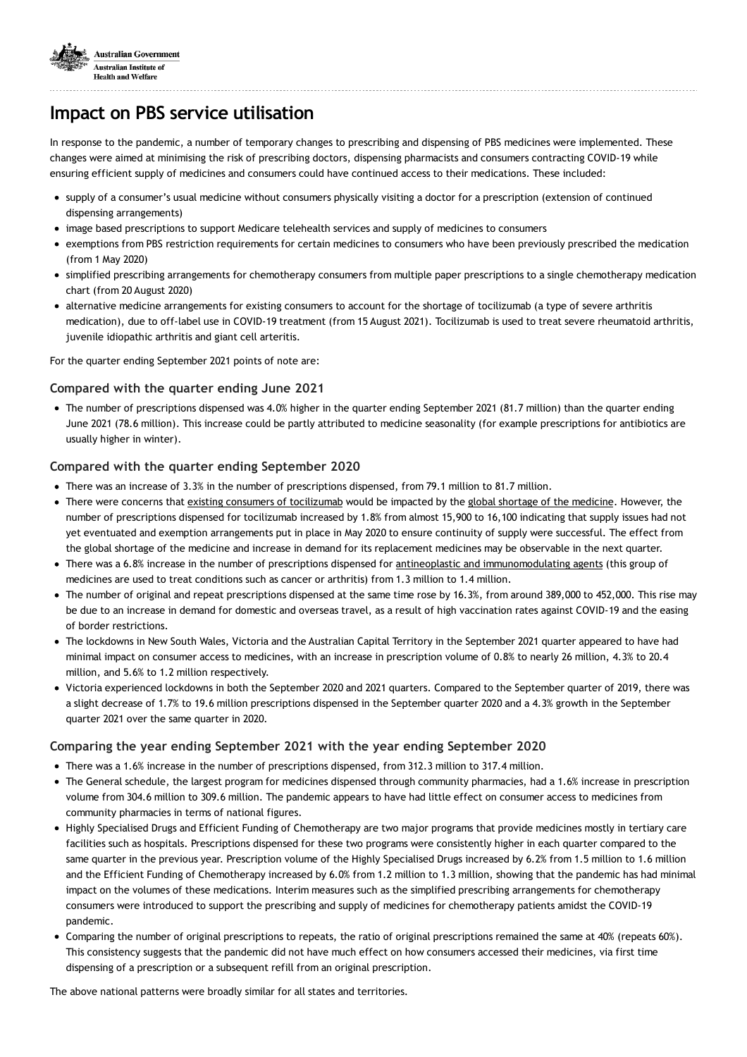# Impact on PBS service utilisation

In response to the pandemic, a number of temporary changes to prescribing and dispensing of PBS medicines were implemented. These changes were aimed at minimising the risk of prescribing doctors, dispensing pharmacists and consumers contracting COVID-19 while ensuring efficient supply of medicines and consumers could have continued access to their medications. These included:

- supply of a consumer's usual medicine without consumers physically visiting a doctor for a prescription (extension of continued dispensing arrangements)
- image based prescriptions to support Medicare telehealth services and supply of medicines to consumers
- exemptions from PBS restriction requirements for certain medicines to consumers who have been previously prescribed the medication (from 1 May 2020)
- simplified prescribing arrangements for chemotherapy consumers from multiple paper prescriptions to a single chemotherapy medication chart (from 20 August 2020)
- alternative medicine arrangements for existing consumers to account for the shortage of tocilizumab (a type of severe arthritis medication), due to off-label use in COVID-19 treatment (from 15 August 2021). Tocilizumab is used to treat severe rheumatoid arthritis, juvenile idiopathic arthritis and giant cell arteritis.

For the quarter ending September 2021 points of note are:

### Compared with the quarter ending June 2021

- The number of prescriptions dispensed was 4.0% higher in the quarter ending September 2021 (81.7 million) than the quarter ending June 2021 (78.6 million). This increase could be partly attributed to medicine seasonality (for example prescriptions for antibiotics are usually higher in winter).

### Compared with the quarter ending September 2020

- There was an increase of 3.3% in the number of prescriptions dispensed, from 79.1 million to 81.7 million.
- There were concerns that existing consumers of tocilizumab would be impacted by the global shortage of the medicine. However, the number of prescriptions dispensed for tocilizumab increased by 1.8% from almost 15,900 to 16,100 indicating that supply issues had not yet eventuated and exemption arrangements put in place in May 2020 to ensure continuity of supply were successful. The effect from the global shortage of the medicine and increase in demand for its replacement medicines may be observable in the next quarter.
- There was a 6.8% increase in the number of prescriptions dispensed for antineoplastic and immunomodulating agents (this group of medicines are used to treat conditions such as cancer or arthritis) from 1.3 million to 1.4 million.
- The number of original and repeat prescriptions dispensed at the same time rose by 16.3%, from around 389,000 to 452,000. This rise may be due to an increase in demand for domestic and overseas travel, as a result of high vaccination rates against COVID-19 and the easing of border restrictions.
- The lockdowns in New South Wales, Victoria and the Australian Capital Territory in the September 2021 quarter appeared to have had minimal impact on consumer access to medicines, with an increase in prescription volume of 0.8% to nearly 26 million, 4.3% to 20.4 million, and 5.6% to 1.2 million respectively.
- Victoria experienced lockdowns in both the September 2020 and 2021 quarters. Compared to the September quarter of 2019, there was a slight decrease of 1.7% to 19.6 million prescriptions dispensed in the September quarter 2020 and a 4.3% growth in the September quarter 2021 over the same quarter in 2020.

### Comparing the year ending September 2021 with the year ending September 2020

- There was a 1.6% increase in the number of prescriptions dispensed, from 312.3 million to 317.4 million.
- The General schedule, the largest program for medicines dispensed through community pharmacies, had a 1.6% increase in prescription volume from 304.6 million to 309.6 million. The pandemic appears to have had little effect on consumer access to medicines from community pharmacies in terms of national figures.
- Highly Specialised Drugs and Efficient Funding of Chemotherapy are two major programs that provide medicines mostly in tertiary care facilities such as hospitals. Prescriptions dispensed for these two programs were consistently higher in each quarter compared to the same quarter in the previous year. Prescription volume of the Highly Specialised Drugs increased by 6.2% from 1.5 million to 1.6 million and the Efficient Funding of Chemotherapy increased by 6.0% from 1.2 million to 1.3 million, showing that the pandemic has had minimal impact on the volumes of these medications. Interim measures such as the simplified prescribing arrangements for chemotherapy consumers were introduced to support the prescribing and supply of medicines for chemotherapy patients amidst the COVID-19 pandemic.
- Comparing the number of original prescriptions to repeats, the ratio of original prescriptions remained the same at 40% (repeats 60%). This consistency suggests that the pandemic did not have much effect on how consumers accessed their medicines, via first time dispensing of a prescription or a subsequent refill from an original prescription.

The above national patterns were broadly similar for all states and territories.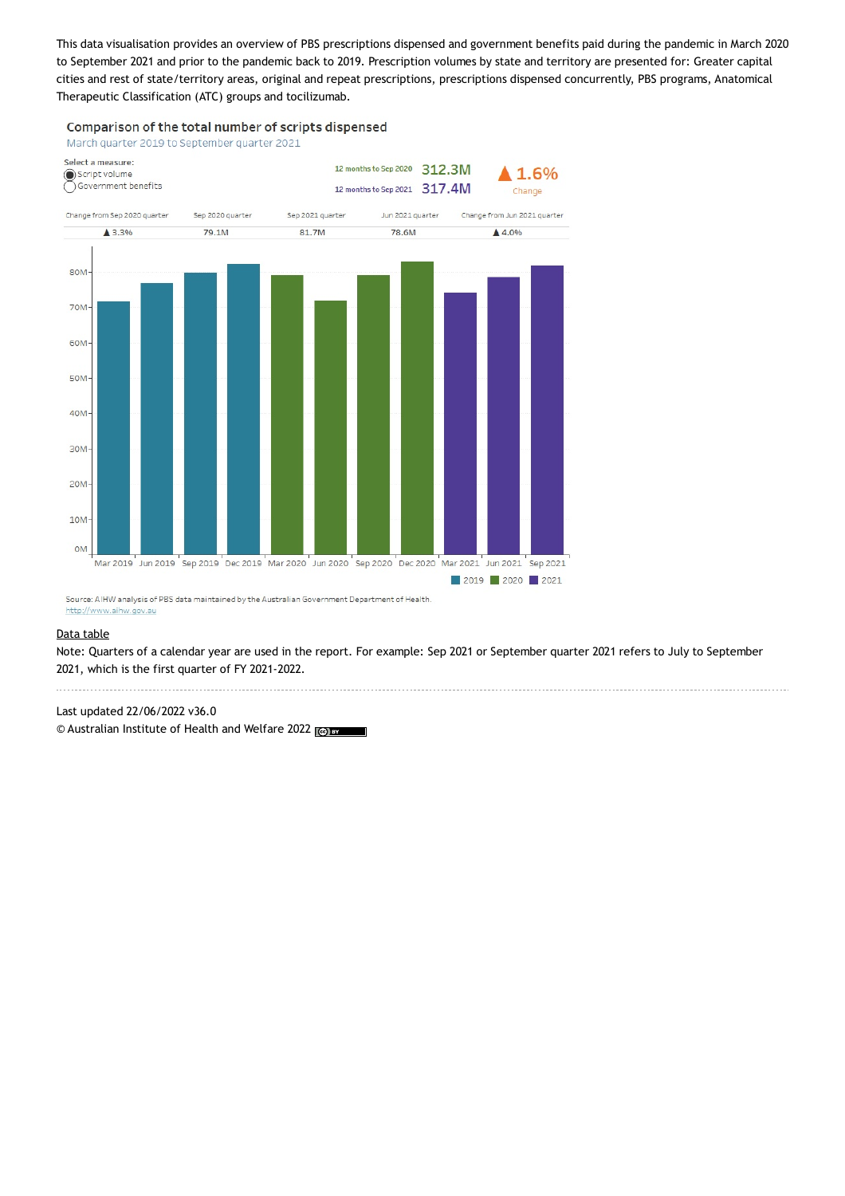This data visualisation provides an overview of PBS prescriptions dispensed and government benefits paid during the pandemic in March 2020 to September 2021 and prior to the pandemic back to 2019. Prescription volumes by state and territory are presented for: Greater capital cities and rest of state/territory areas, original and repeat prescriptions, prescriptions dispensed concurrently, PBS programs, Anatomical Therapeutic Classification (ATC) groups and tocilizumab.

## Comparison of the total number of scripts dispensed

March quarter 2019 to September quarter 2021

Select a measure:
- (●) Script volume
- ( ) Government benefits

12 months to Sep 2020 312.3M
12 months to Sep 2021 317.4M
▲ 1.6% Change

| Change from Sep 2020 quarter | Sep 2020 quarter | Sep 2021 quarter | Jun 2021 quarter | Change from Jun 2021 quarter |
|---|---|---|---|---|
| ▲ 3.3% | 79.1M | 81.7M | 78.6M | ▲ 4.0% |

Source: AIHW analysis of PBS data maintained by the Australian Government Department of Health.
http://www.aihw.gov.au

Data table

Note: Quarters of a calendar year are used in the report. For example: Sep 2021 or September quarter 2021 refers to July to September 2021, which is the first quarter of FY 2021-2022.

Last updated 22/06/2022 v36.0

© Australian Institute of Health and Welfare 2022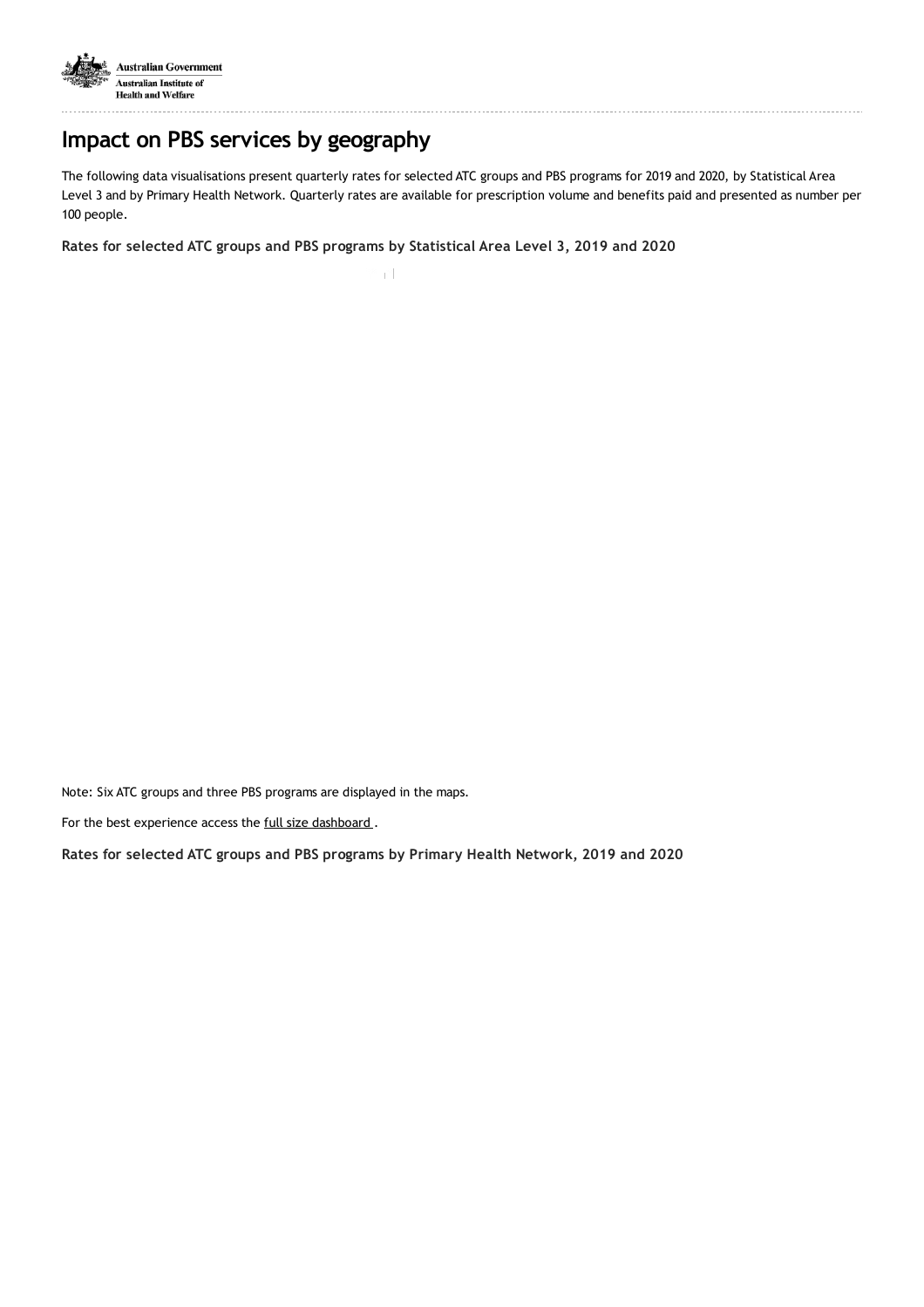# Impact on PBS services by geography

The following data visualisations present quarterly rates for selected ATC groups and PBS programs for 2019 and 2020, by Statistical Area Level 3 and by Primary Health Network. Quarterly rates are available for prescription volume and benefits paid and presented as number per 100 people.

### Rates for selected ATC groups and PBS programs by Statistical Area Level 3, 2019 and 2020

Note: Six ATC groups and three PBS programs are displayed in the maps.

For the best experience access the full size dashboard .

### Rates for selected ATC groups and PBS programs by Primary Health Network, 2019 and 2020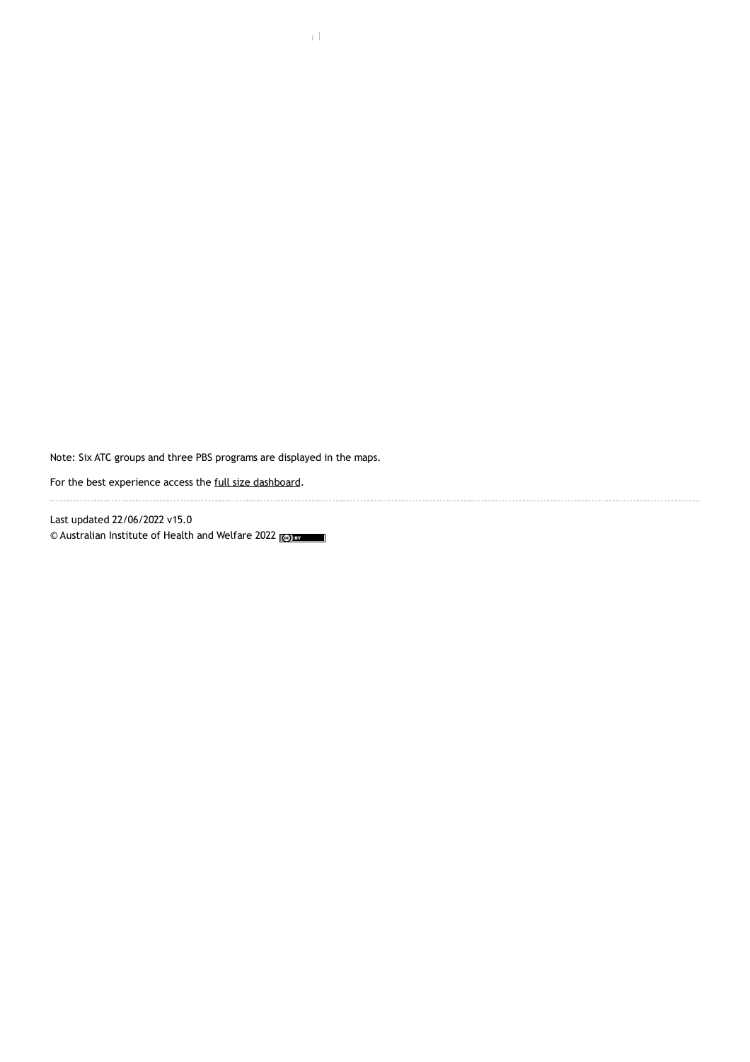Note: Six ATC groups and three PBS programs are displayed in the maps.

For the best experience access the full size dashboard.

---

Last updated 22/06/2022 v15.0

© Australian Institute of Health and Welfare 2022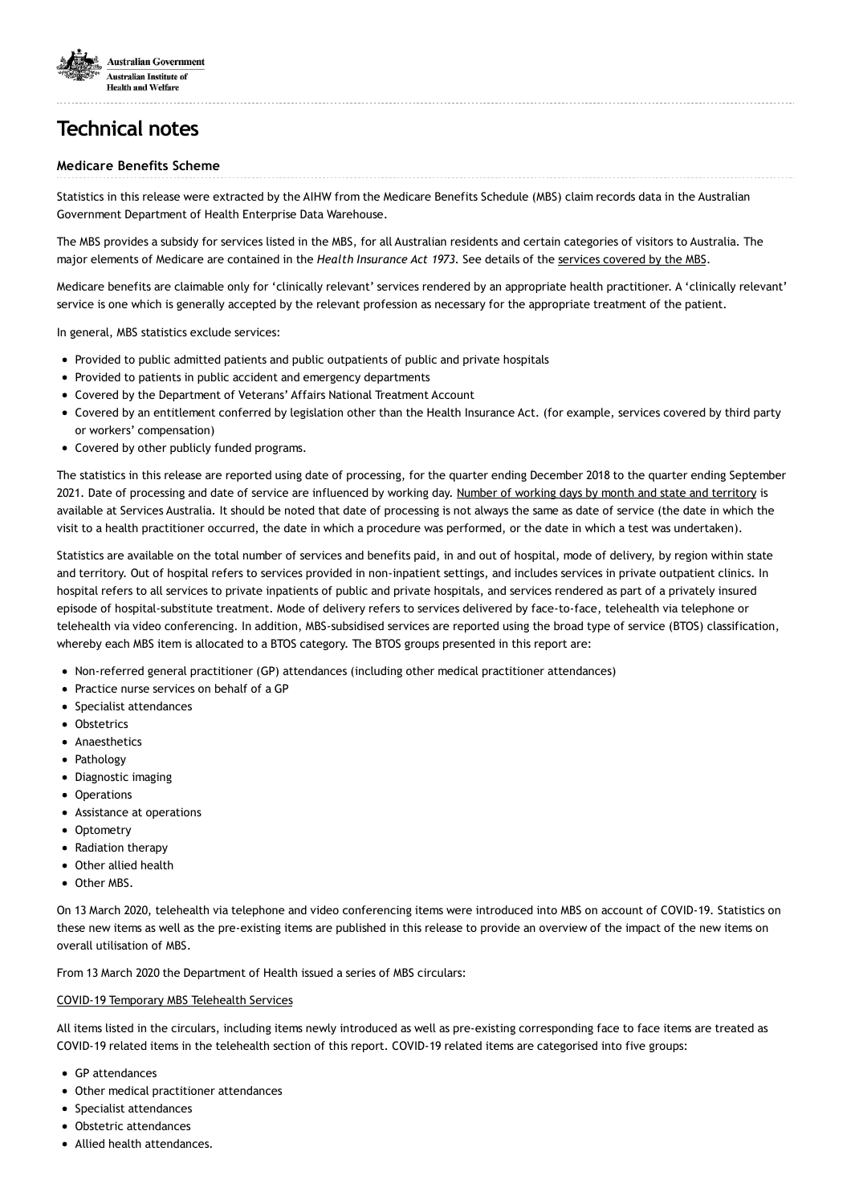# Technical notes

## Medicare Benefits Scheme

Statistics in this release were extracted by the AIHW from the Medicare Benefits Schedule (MBS) claim records data in the Australian Government Department of Health Enterprise Data Warehouse.

The MBS provides a subsidy for services listed in the MBS, for all Australian residents and certain categories of visitors to Australia. The major elements of Medicare are contained in the *Health Insurance Act 1973*. See details of the services covered by the MBS.

Medicare benefits are claimable only for 'clinically relevant' services rendered by an appropriate health practitioner. A 'clinically relevant' service is one which is generally accepted by the relevant profession as necessary for the appropriate treatment of the patient.

In general, MBS statistics exclude services:

- Provided to public admitted patients and public outpatients of public and private hospitals
- Provided to patients in public accident and emergency departments
- Covered by the Department of Veterans' Affairs National Treatment Account
- Covered by an entitlement conferred by legislation other than the Health Insurance Act. (for example, services covered by third party or workers' compensation)
- Covered by other publicly funded programs.

The statistics in this release are reported using date of processing, for the quarter ending December 2018 to the quarter ending September 2021. Date of processing and date of service are influenced by working day. Number of working days by month and state and territory is available at Services Australia. It should be noted that date of processing is not always the same as date of service (the date in which the visit to a health practitioner occurred, the date in which a procedure was performed, or the date in which a test was undertaken).

Statistics are available on the total number of services and benefits paid, in and out of hospital, mode of delivery, by region within state and territory. Out of hospital refers to services provided in non-inpatient settings, and includes services in private outpatient clinics. In hospital refers to all services to private inpatients of public and private hospitals, and services rendered as part of a privately insured episode of hospital-substitute treatment. Mode of delivery refers to services delivered by face-to-face, telehealth via telephone or telehealth via video conferencing. In addition, MBS-subsidised services are reported using the broad type of service (BTOS) classification, whereby each MBS item is allocated to a BTOS category. The BTOS groups presented in this report are:

- Non-referred general practitioner (GP) attendances (including other medical practitioner attendances)
- Practice nurse services on behalf of a GP
- Specialist attendances
- Obstetrics
- Anaesthetics
- Pathology
- Diagnostic imaging
- Operations
- Assistance at operations
- Optometry
- Radiation therapy
- Other allied health
- Other MBS.

On 13 March 2020, telehealth via telephone and video conferencing items were introduced into MBS on account of COVID-19. Statistics on these new items as well as the pre-existing items are published in this release to provide an overview of the impact of the new items on overall utilisation of MBS.

From 13 March 2020 the Department of Health issued a series of MBS circulars:

COVID-19 Temporary MBS Telehealth Services

All items listed in the circulars, including items newly introduced as well as pre-existing corresponding face to face items are treated as COVID-19 related items in the telehealth section of this report. COVID-19 related items are categorised into five groups:

- GP attendances
- Other medical practitioner attendances
- Specialist attendances
- Obstetric attendances
- Allied health attendances.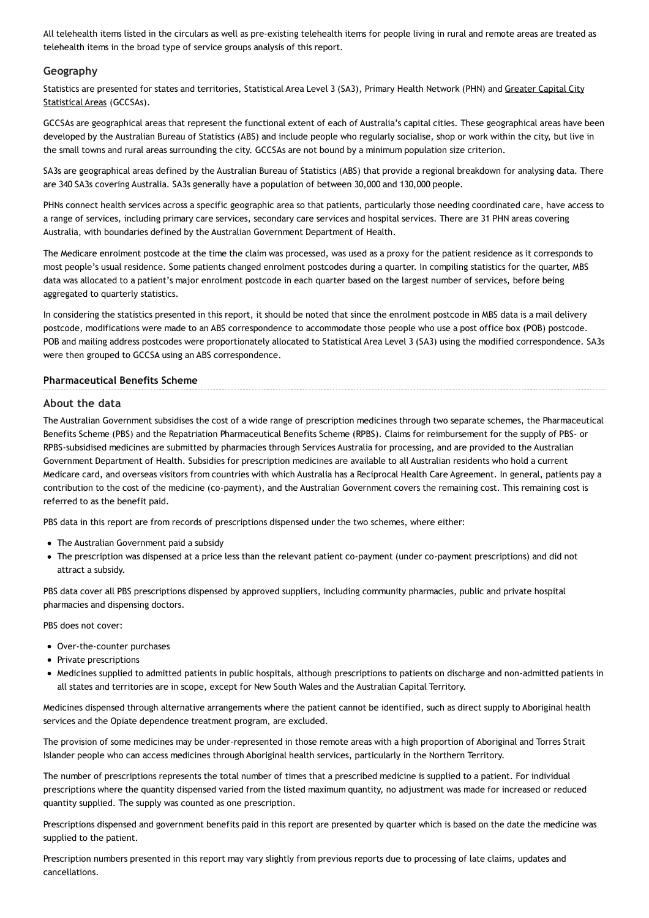All telehealth items listed in the circulars as well as pre-existing telehealth items for people living in rural and remote areas are treated as telehealth items in the broad type of service groups analysis of this report.

### Geography

Statistics are presented for states and territories, Statistical Area Level 3 (SA3), Primary Health Network (PHN) and Greater Capital City Statistical Areas (GCCSAs).

GCCSAs are geographical areas that represent the functional extent of each of Australia's capital cities. These geographical areas have been developed by the Australian Bureau of Statistics (ABS) and include people who regularly socialise, shop or work within the city, but live in the small towns and rural areas surrounding the city. GCCSAs are not bound by a minimum population size criterion.

SA3s are geographical areas defined by the Australian Bureau of Statistics (ABS) that provide a regional breakdown for analysing data. There are 340 SA3s covering Australia. SA3s generally have a population of between 30,000 and 130,000 people.

PHNs connect health services across a specific geographic area so that patients, particularly those needing coordinated care, have access to a range of services, including primary care services, secondary care services and hospital services. There are 31 PHN areas covering Australia, with boundaries defined by the Australian Government Department of Health.

The Medicare enrolment postcode at the time the claim was processed, was used as a proxy for the patient residence as it corresponds to most people's usual residence. Some patients changed enrolment postcodes during a quarter. In compiling statistics for the quarter, MBS data was allocated to a patient's major enrolment postcode in each quarter based on the largest number of services, before being aggregated to quarterly statistics.

In considering the statistics presented in this report, it should be noted that since the enrolment postcode in MBS data is a mail delivery postcode, modifications were made to an ABS correspondence to accommodate those people who use a post office box (POB) postcode. POB and mailing address postcodes were proportionately allocated to Statistical Area Level 3 (SA3) using the modified correspondence. SA3s were then grouped to GCCSA using an ABS correspondence.

#### Pharmaceutical Benefits Scheme

### About the data

The Australian Government subsidises the cost of a wide range of prescription medicines through two separate schemes, the Pharmaceutical Benefits Scheme (PBS) and the Repatriation Pharmaceutical Benefits Scheme (RPBS). Claims for reimbursement for the supply of PBS- or RPBS-subsidised medicines are submitted by pharmacies through Services Australia for processing, and are provided to the Australian Government Department of Health. Subsidies for prescription medicines are available to all Australian residents who hold a current Medicare card, and overseas visitors from countries with which Australia has a Reciprocal Health Care Agreement. In general, patients pay a contribution to the cost of the medicine (co-payment), and the Australian Government covers the remaining cost. This remaining cost is referred to as the benefit paid.

PBS data in this report are from records of prescriptions dispensed under the two schemes, where either:

- The Australian Government paid a subsidy
- The prescription was dispensed at a price less than the relevant patient co-payment (under co-payment prescriptions) and did not attract a subsidy.

PBS data cover all PBS prescriptions dispensed by approved suppliers, including community pharmacies, public and private hospital pharmacies and dispensing doctors.

PBS does not cover:

- Over-the-counter purchases
- Private prescriptions
- Medicines supplied to admitted patients in public hospitals, although prescriptions to patients on discharge and non-admitted patients in all states and territories are in scope, except for New South Wales and the Australian Capital Territory.

Medicines dispensed through alternative arrangements where the patient cannot be identified, such as direct supply to Aboriginal health services and the Opiate dependence treatment program, are excluded.

The provision of some medicines may be under-represented in those remote areas with a high proportion of Aboriginal and Torres Strait Islander people who can access medicines through Aboriginal health services, particularly in the Northern Territory.

The number of prescriptions represents the total number of times that a prescribed medicine is supplied to a patient. For individual prescriptions where the quantity dispensed varied from the listed maximum quantity, no adjustment was made for increased or reduced quantity supplied. The supply was counted as one prescription.

Prescriptions dispensed and government benefits paid in this report are presented by quarter which is based on the date the medicine was supplied to the patient.

Prescription numbers presented in this report may vary slightly from previous reports due to processing of late claims, updates and cancellations.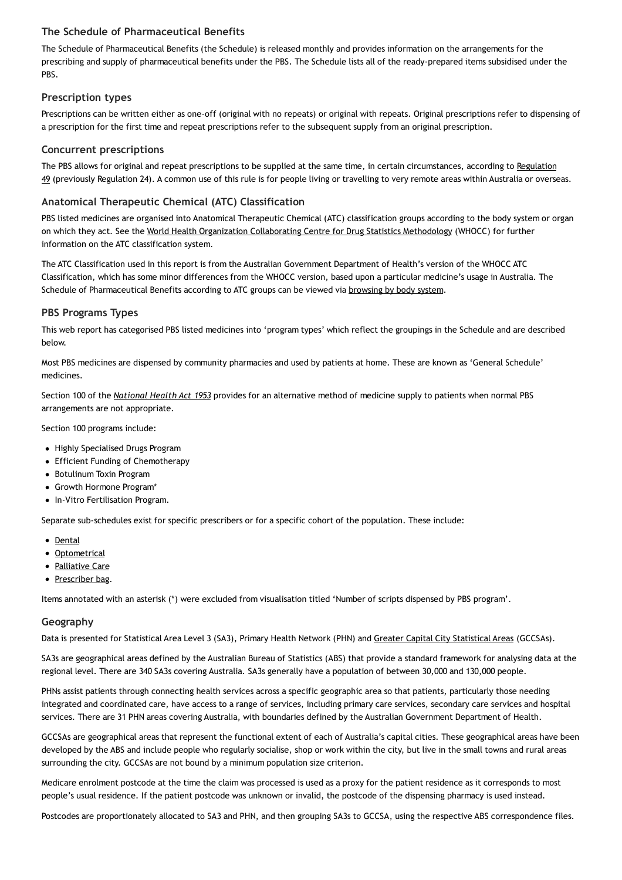## The Schedule of Pharmaceutical Benefits

The Schedule of Pharmaceutical Benefits (the Schedule) is released monthly and provides information on the arrangements for the prescribing and supply of pharmaceutical benefits under the PBS. The Schedule lists all of the ready-prepared items subsidised under the PBS.

## Prescription types

Prescriptions can be written either as one-off (original with no repeats) or original with repeats. Original prescriptions refer to dispensing of a prescription for the first time and repeat prescriptions refer to the subsequent supply from an original prescription.

## Concurrent prescriptions

The PBS allows for original and repeat prescriptions to be supplied at the same time, in certain circumstances, according to Regulation 49 (previously Regulation 24). A common use of this rule is for people living or travelling to very remote areas within Australia or overseas.

## Anatomical Therapeutic Chemical (ATC) Classification

PBS listed medicines are organised into Anatomical Therapeutic Chemical (ATC) classification groups according to the body system or organ on which they act. See the World Health Organization Collaborating Centre for Drug Statistics Methodology (WHOCC) for further information on the ATC classification system.

The ATC Classification used in this report is from the Australian Government Department of Health's version of the WHOCC ATC Classification, which has some minor differences from the WHOCC version, based upon a particular medicine's usage in Australia. The Schedule of Pharmaceutical Benefits according to ATC groups can be viewed via browsing by body system.

## PBS Programs Types

This web report has categorised PBS listed medicines into 'program types' which reflect the groupings in the Schedule and are described below.

Most PBS medicines are dispensed by community pharmacies and used by patients at home. These are known as 'General Schedule' medicines.

Section 100 of the *National Health Act 1953* provides for an alternative method of medicine supply to patients when normal PBS arrangements are not appropriate.

Section 100 programs include:

- Highly Specialised Drugs Program
- Efficient Funding of Chemotherapy
- Botulinum Toxin Program
- Growth Hormone Program*
- In-Vitro Fertilisation Program.

Separate sub-schedules exist for specific prescribers or for a specific cohort of the population. These include:

- Dental
- Optometrical
- Palliative Care
- Prescriber bag.

Items annotated with an asterisk (*) were excluded from visualisation titled 'Number of scripts dispensed by PBS program'.

## Geography

Data is presented for Statistical Area Level 3 (SA3), Primary Health Network (PHN) and Greater Capital City Statistical Areas (GCCSAs).

SA3s are geographical areas defined by the Australian Bureau of Statistics (ABS) that provide a standard framework for analysing data at the regional level. There are 340 SA3s covering Australia. SA3s generally have a population of between 30,000 and 130,000 people.

PHNs assist patients through connecting health services across a specific geographic area so that patients, particularly those needing integrated and coordinated care, have access to a range of services, including primary care services, secondary care services and hospital services. There are 31 PHN areas covering Australia, with boundaries defined by the Australian Government Department of Health.

GCCSAs are geographical areas that represent the functional extent of each of Australia's capital cities. These geographical areas have been developed by the ABS and include people who regularly socialise, shop or work within the city, but live in the small towns and rural areas surrounding the city. GCCSAs are not bound by a minimum population size criterion.

Medicare enrolment postcode at the time the claim was processed is used as a proxy for the patient residence as it corresponds to most people's usual residence. If the patient postcode was unknown or invalid, the postcode of the dispensing pharmacy is used instead.

Postcodes are proportionately allocated to SA3 and PHN, and then grouping SA3s to GCCSA, using the respective ABS correspondence files.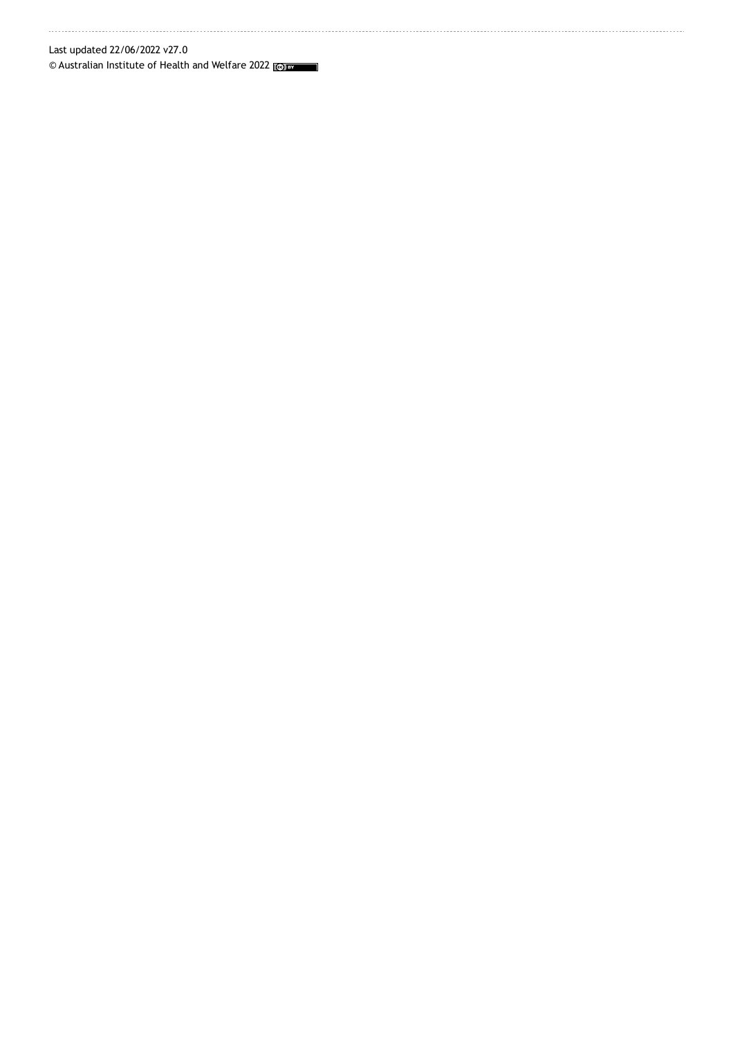Last updated 22/06/2022 v27.0

© Australian Institute of Health and Welfare 2022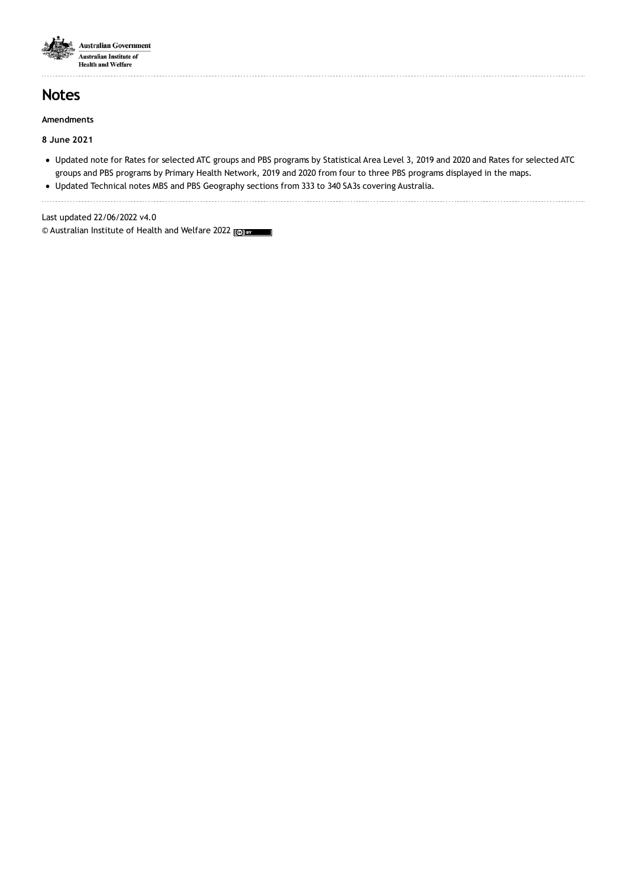# Notes

**Amendments**

**8 June 2021**

- Updated note for Rates for selected ATC groups and PBS programs by Statistical Area Level 3, 2019 and 2020 and Rates for selected ATC groups and PBS programs by Primary Health Network, 2019 and 2020 from four to three PBS programs displayed in the maps.
- Updated Technical notes MBS and PBS Geography sections from 333 to 340 SA3s covering Australia.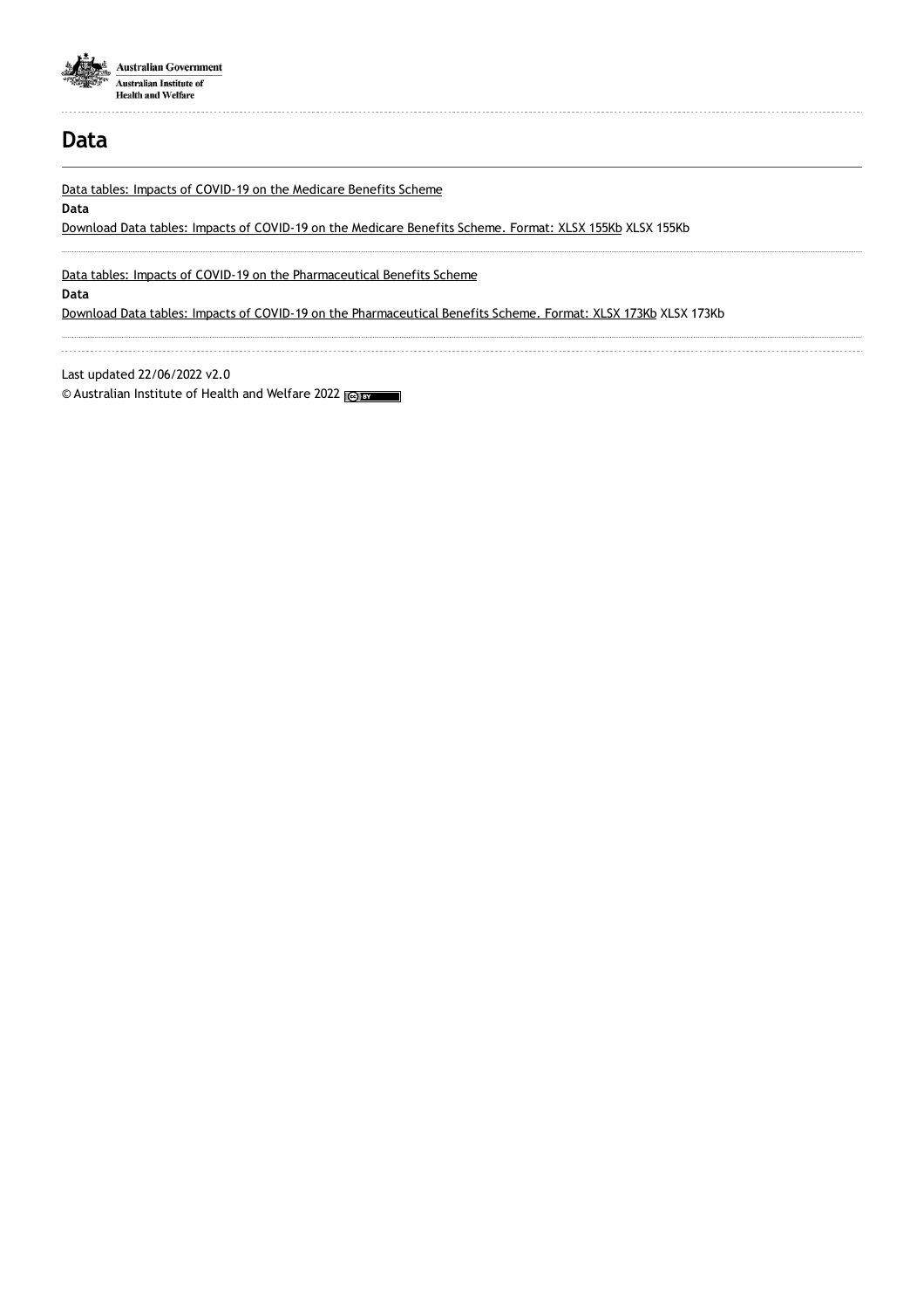# Data

Data tables: Impacts of COVID-19 on the Medicare Benefits Scheme

**Data**

Download Data tables: Impacts of COVID-19 on the Medicare Benefits Scheme. Format: XLSX 155Kb XLSX 155Kb

Data tables: Impacts of COVID-19 on the Pharmaceutical Benefits Scheme

**Data**

Download Data tables: Impacts of COVID-19 on the Pharmaceutical Benefits Scheme. Format: XLSX 173Kb XLSX 173Kb

Last updated 22/06/2022 v2.0

© Australian Institute of Health and Welfare 2022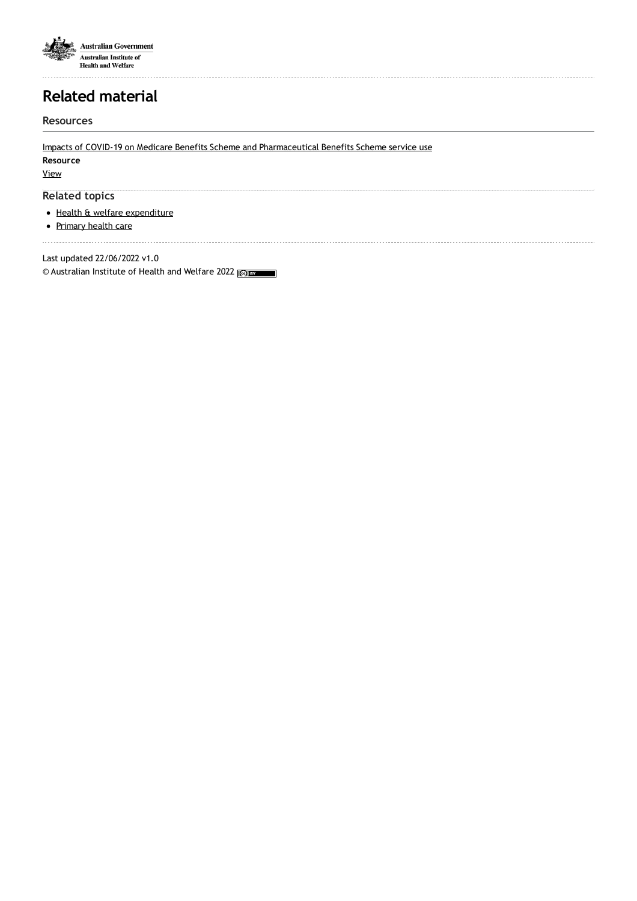# Related material

## Resources

Impacts of COVID-19 on Medicare Benefits Scheme and Pharmaceutical Benefits Scheme service use

**Resource**

View

## Related topics

- Health & welfare expenditure
- Primary health care

Last updated 22/06/2022 v1.0

© Australian Institute of Health and Welfare 2022